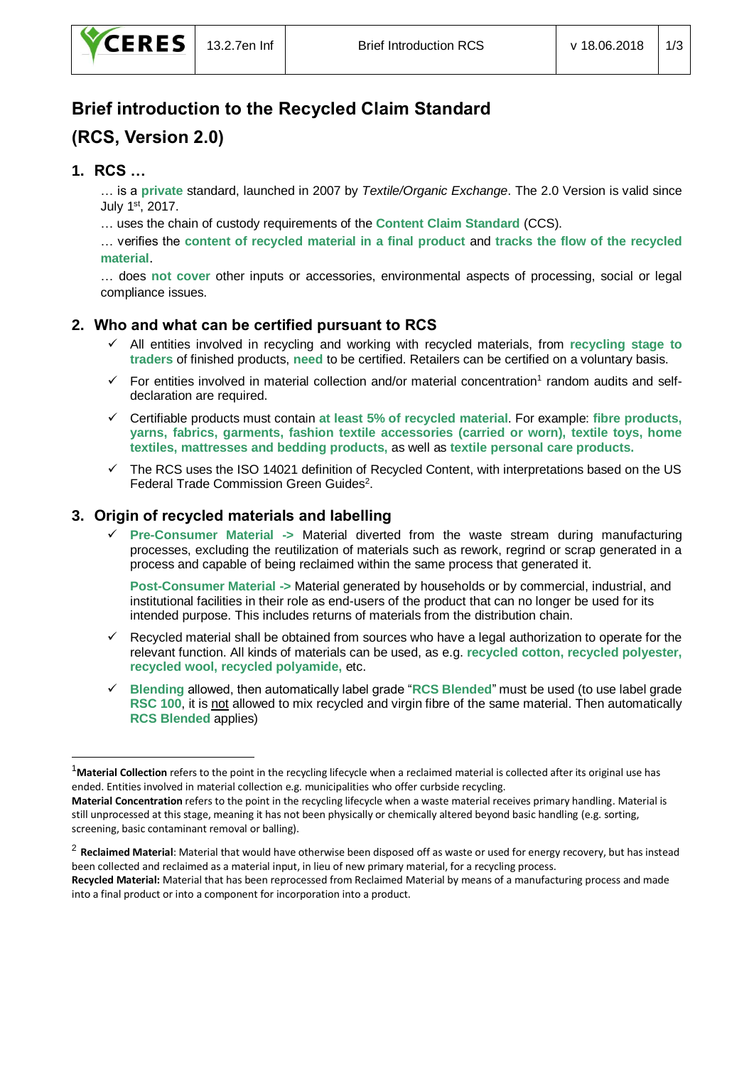# Brief introduction to the Recycled Claim Standard (RCS, Version 2.0)

## 1. RCS …

… is a **private** standard, launched in 2007 by *Textile/Organic Exchange*. The 2.0 Version is valid since July 1st, 2017.

… uses the chain of custody requirements of the **Content Claim Standard** (CCS).

… verifies the **content of recycled material in a final product** and **tracks the flow of the recycled material**.

… does **not cover** other inputs or accessories, environmental aspects of processing, social or legal compliance issues.

## 2. Who and what can be certified pursuant to RCS

- ✓ All entities involved in recycling and working with recycled materials, from **recycling stage to traders** of finished products, **need** to be certified. Retailers can be certified on a voluntary basis.
- ✓ For entities involved in material collection and/or material concentration[1] random audits and self-declaration are required.
- ✓ Certifiable products must contain **at least 5% of recycled material**. For example: **fibre products, yarns, fabrics, garments, fashion textile accessories (carried or worn), textile toys, home textiles, mattresses and bedding products,** as well as **textile personal care products.**
- ✓ The RCS uses the ISO 14021 definition of Recycled Content, with interpretations based on the US Federal Trade Commission Green Guides[2].

## 3. Origin of recycled materials and labelling

- ✓ **Pre-Consumer Material ->** Material diverted from the waste stream during manufacturing processes, excluding the reutilization of materials such as rework, regrind or scrap generated in a process and capable of being reclaimed within the same process that generated it.

  **Post-Consumer Material ->** Material generated by households or by commercial, industrial, and institutional facilities in their role as end-users of the product that can no longer be used for its intended purpose. This includes returns of materials from the distribution chain.
- ✓ Recycled material shall be obtained from sources who have a legal authorization to operate for the relevant function. All kinds of materials can be used, as e.g. **recycled cotton, recycled polyester, recycled wool, recycled polyamide,** etc.
- ✓ **Blending** allowed, then automatically label grade "**RCS Blended**" must be used (to use label grade **RSC 100**, it is not allowed to mix recycled and virgin fibre of the same material. Then automatically **RCS Blended** applies)

---

[1] **Material Collection** refers to the point in the recycling lifecycle when a reclaimed material is collected after its original use has ended. Entities involved in material collection e.g. municipalities who offer curbside recycling.
**Material Concentration** refers to the point in the recycling lifecycle when a waste material receives primary handling. Material is still unprocessed at this stage, meaning it has not been physically or chemically altered beyond basic handling (e.g. sorting, screening, basic contaminant removal or balling).

[2] **Reclaimed Material**: Material that would have otherwise been disposed off as waste or used for energy recovery, but has instead been collected and reclaimed as a material input, in lieu of new primary material, for a recycling process.
**Recycled Material:** Material that has been reprocessed from Reclaimed Material by means of a manufacturing process and made into a final product or into a component for incorporation into a product.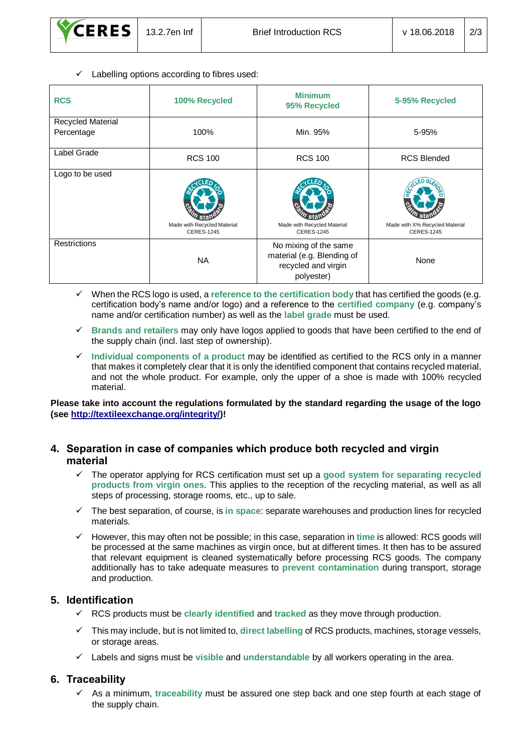- ✓ Labelling options according to fibres used:

| RCS | 100% Recycled | Minimum 95% Recycled | 5-95% Recycled |
|---|---|---|---|
| Recycled Material Percentage | 100% | Min. 95% | 5-95% |
| Label Grade | RCS 100 | RCS 100 | RCS Blended |
| Logo to be used | Made with Recycled Material CERES-1245 | Made with Recycled Material CERES-1245 | Made with X% Recycled Material CERES-1245 |
| Restrictions | NA | No mixing of the same material (e.g. Blending of recycled and virgin polyester) | None |

- ✓ When the RCS logo is used, a **reference to the certification body** that has certified the goods (e.g. certification body's name and/or logo) and a reference to the **certified company** (e.g. company's name and/or certification number) as well as the **label grade** must be used.
- ✓ **Brands and retailers** may only have logos applied to goods that have been certified to the end of the supply chain (incl. last step of ownership).
- ✓ **Individual components of a product** may be identified as certified to the RCS only in a manner that makes it completely clear that it is only the identified component that contains recycled material, and not the whole product. For example, only the upper of a shoe is made with 100% recycled material.

**Please take into account the regulations formulated by the standard regarding the usage of the logo (see http://textileexchange.org/integrity/)!**

## 4. Separation in case of companies which produce both recycled and virgin material

- ✓ The operator applying for RCS certification must set up a **good system for separating recycled products from virgin ones**. This applies to the reception of the recycling material, as well as all steps of processing, storage rooms, etc., up to sale.
- ✓ The best separation, of course, is **in space**: separate warehouses and production lines for recycled materials.
- ✓ However, this may often not be possible; in this case, separation in **time** is allowed: RCS goods will be processed at the same machines as virgin once, but at different times. It then has to be assured that relevant equipment is cleaned systematically before processing RCS goods. The company additionally has to take adequate measures to **prevent contamination** during transport, storage and production.

## 5. Identification

- ✓ RCS products must be **clearly identified** and **tracked** as they move through production.
- ✓ This may include, but is not limited to, **direct labelling** of RCS products, machines, storage vessels, or storage areas.
- ✓ Labels and signs must be **visible** and **understandable** by all workers operating in the area.

## 6. Traceability

- ✓ As a minimum, **traceability** must be assured one step back and one step fourth at each stage of the supply chain.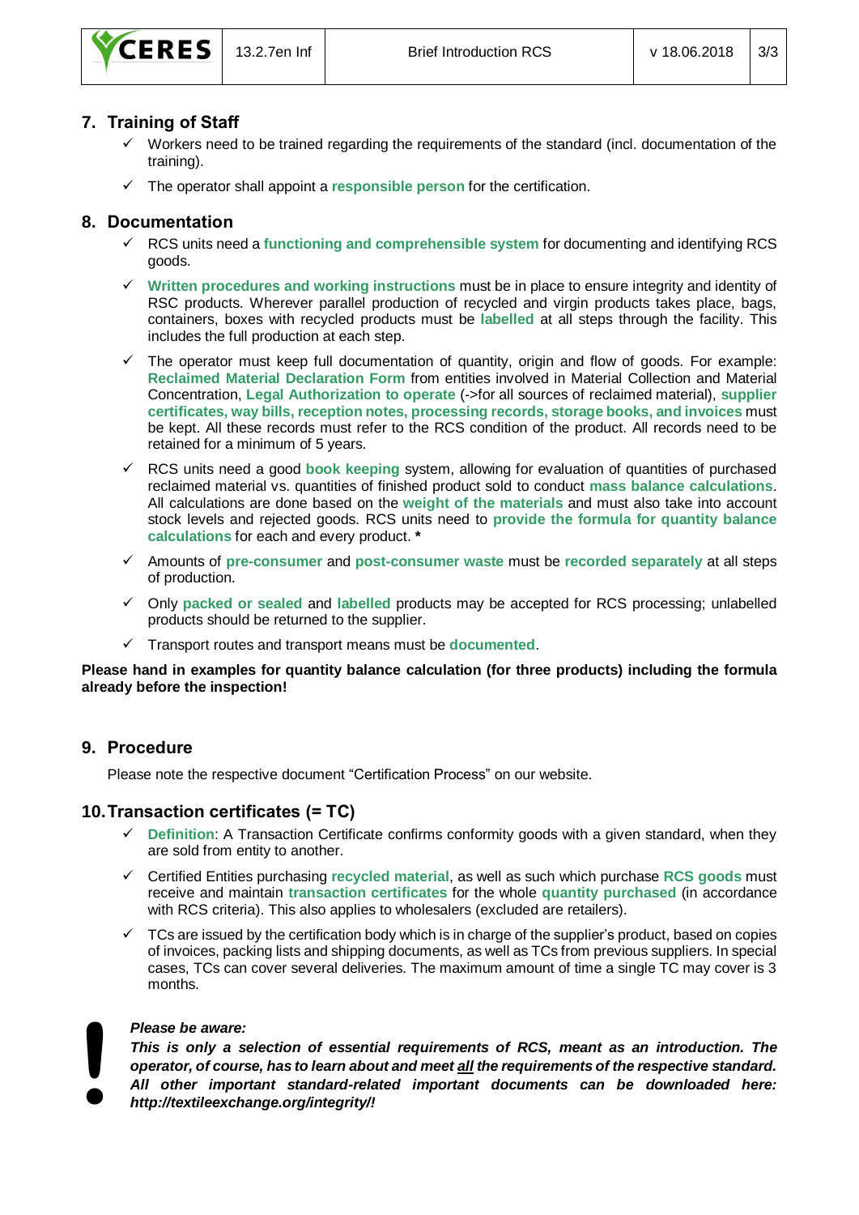## 7. Training of Staff

- ✓ Workers need to be trained regarding the requirements of the standard (incl. documentation of the training).
- ✓ The operator shall appoint a **responsible person** for the certification.

## 8. Documentation

- ✓ RCS units need a **functioning and comprehensible system** for documenting and identifying RCS goods.
- ✓ **Written procedures and working instructions** must be in place to ensure integrity and identity of RSC products. Wherever parallel production of recycled and virgin products takes place, bags, containers, boxes with recycled products must be **labelled** at all steps through the facility. This includes the full production at each step.
- ✓ The operator must keep full documentation of quantity, origin and flow of goods. For example: **Reclaimed Material Declaration Form** from entities involved in Material Collection and Material Concentration, **Legal Authorization to operate** (->for all sources of reclaimed material), **supplier certificates, way bills, reception notes, processing records, storage books, and invoices** must be kept. All these records must refer to the RCS condition of the product. All records need to be retained for a minimum of 5 years.
- ✓ RCS units need a good **book keeping** system, allowing for evaluation of quantities of purchased reclaimed material vs. quantities of finished product sold to conduct **mass balance calculations**. All calculations are done based on the **weight of the materials** and must also take into account stock levels and rejected goods. RCS units need to **provide the formula for quantity balance calculations** for each and every product. *
- ✓ Amounts of **pre-consumer** and **post-consumer waste** must be **recorded separately** at all steps of production.
- ✓ Only **packed or sealed** and **labelled** products may be accepted for RCS processing; unlabelled products should be returned to the supplier.
- ✓ Transport routes and transport means must be **documented**.

**Please hand in examples for quantity balance calculation (for three products) including the formula already before the inspection!**

## 9. Procedure

Please note the respective document "Certification Process" on our website.

## 10. Transaction certificates (= TC)

- ✓ **Definition**: A Transaction Certificate confirms conformity goods with a given standard, when they are sold from entity to another.
- ✓ Certified Entities purchasing **recycled material**, as well as such which purchase **RCS goods** must receive and maintain **transaction certificates** for the whole **quantity purchased** (in accordance with RCS criteria). This also applies to wholesalers (excluded are retailers).
- ✓ TCs are issued by the certification body which is in charge of the supplier's product, based on copies of invoices, packing lists and shipping documents, as well as TCs from previous suppliers. In special cases, TCs can cover several deliveries. The maximum amount of time a single TC may cover is 3 months.

**!**

***Please be aware:***

***This is only a selection of essential requirements of RCS, meant as an introduction. The operator, of course, has to learn about and meet <u>all</u> the requirements of the respective standard. All other important standard-related important documents can be downloaded here: http://textileexchange.org/integrity/!***